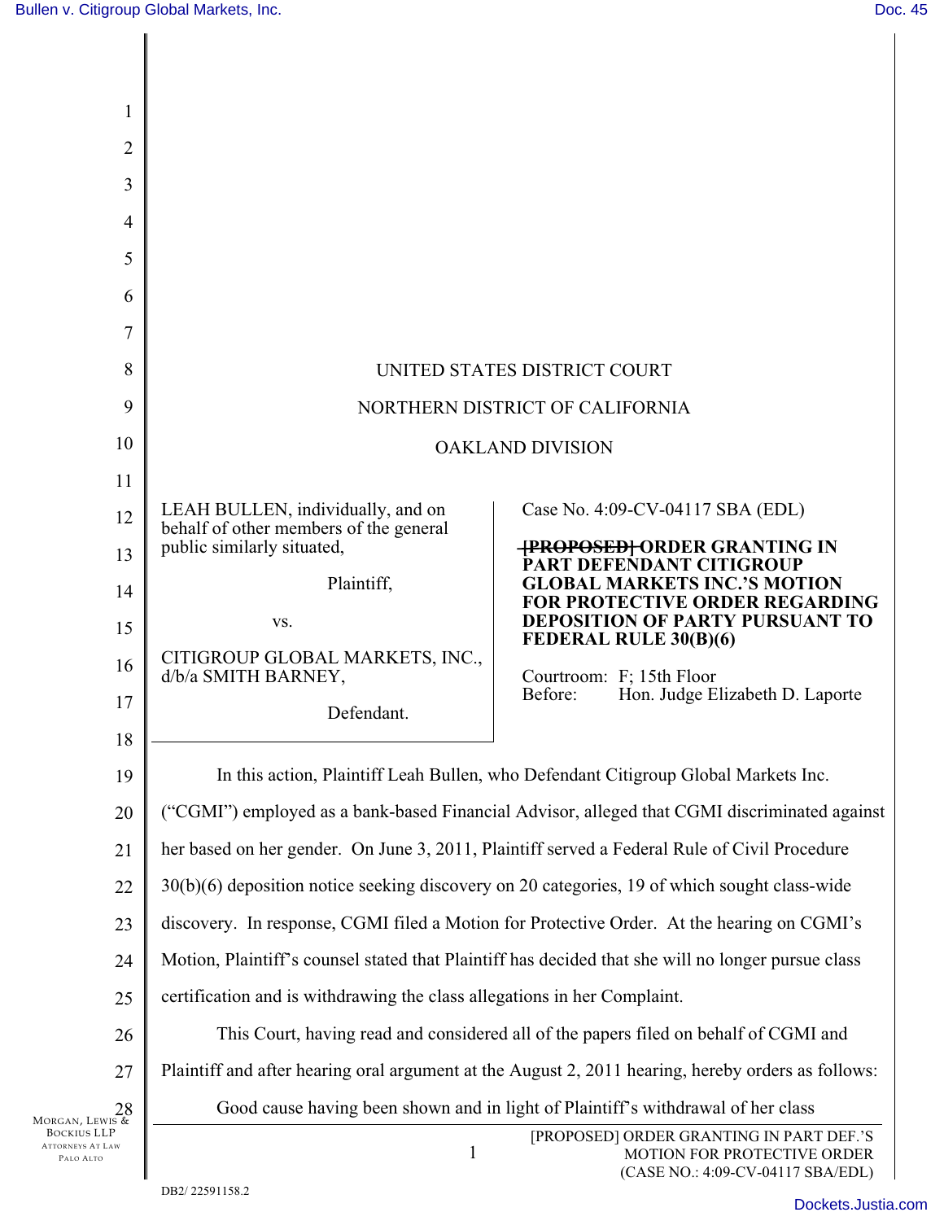UNITED STATES DISTRICT COURT

NORTHERN DISTRICT OF CALIFORNIA

OAKLAND DIVISION

| | |
|---|---|
| LEAH BULLEN, individually, and on behalf of other members of the general public similarly situated,<br><br>Plaintiff,<br><br>vs.<br><br>CITIGROUP GLOBAL MARKETS, INC., d/b/a SMITH BARNEY,<br><br>Defendant. | Case No. 4:09-CV-04117 SBA (EDL)<br><br>**~~[PROPOSED]~~ ORDER GRANTING IN PART DEFENDANT CITIGROUP GLOBAL MARKETS INC.'S MOTION FOR PROTECTIVE ORDER REGARDING DEPOSITION OF PARTY PURSUANT TO FEDERAL RULE 30(B)(6)**<br><br>Courtroom: F; 15th Floor<br>Before: Hon. Judge Elizabeth D. Laporte |

In this action, Plaintiff Leah Bullen, who Defendant Citigroup Global Markets Inc. ("CGMI") employed as a bank-based Financial Advisor, alleged that CGMI discriminated against her based on her gender. On June 3, 2011, Plaintiff served a Federal Rule of Civil Procedure 30(b)(6) deposition notice seeking discovery on 20 categories, 19 of which sought class-wide discovery. In response, CGMI filed a Motion for Protective Order. At the hearing on CGMI's Motion, Plaintiff's counsel stated that Plaintiff has decided that she will no longer pursue class certification and is withdrawing the class allegations in her Complaint.

This Court, having read and considered all of the papers filed on behalf of CGMI and Plaintiff and after hearing oral argument at the August 2, 2011 hearing, hereby orders as follows:

Good cause having been shown and in light of Plaintiff's withdrawal of her class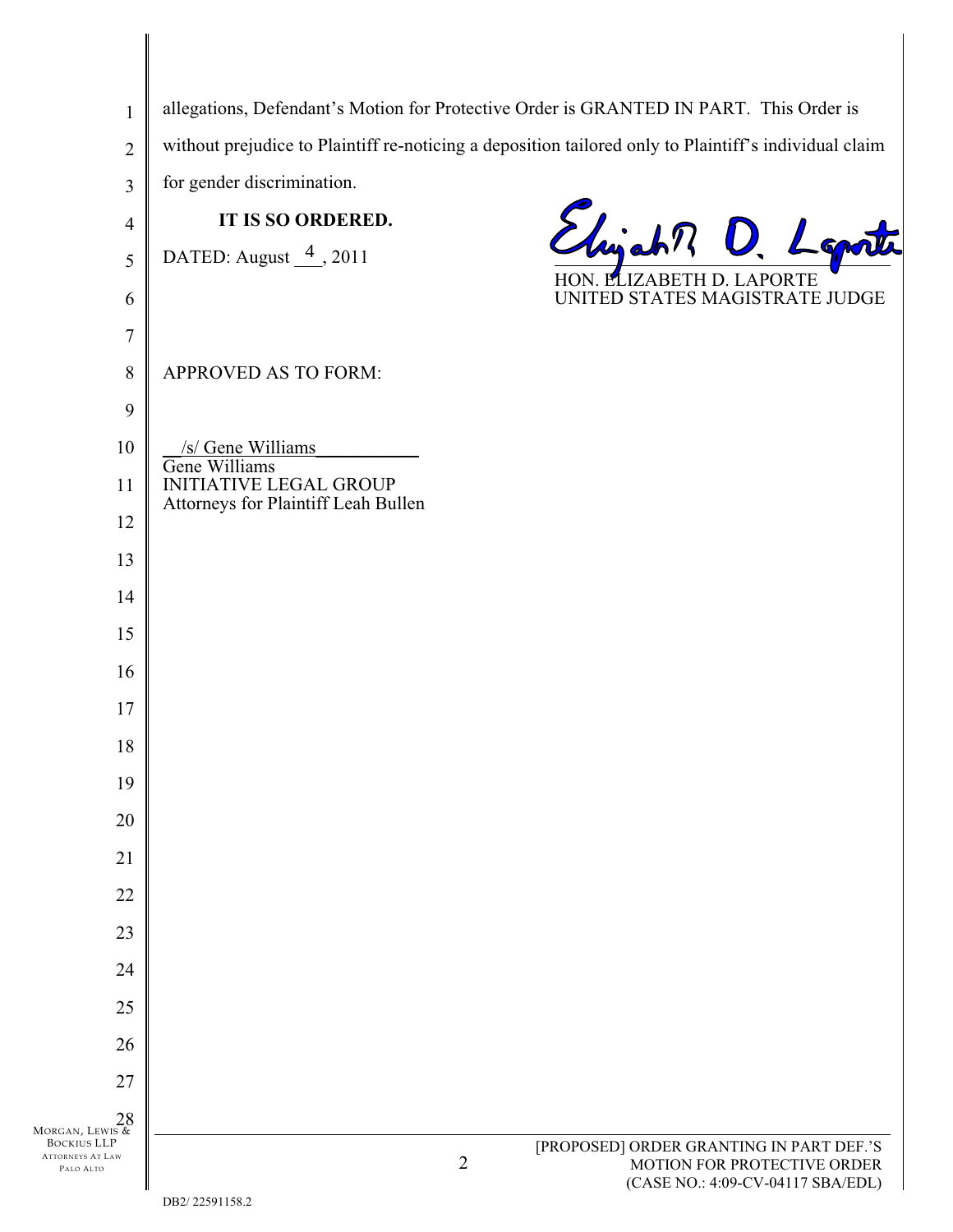allegations, Defendant's Motion for Protective Order is GRANTED IN PART. This Order is without prejudice to Plaintiff re-noticing a deposition tailored only to Plaintiff's individual claim for gender discrimination.

**IT IS SO ORDERED.**

DATED: August 4, 2011

HON. ELIZABETH D. LAPORTE
UNITED STATES MAGISTRATE JUDGE

APPROVED AS TO FORM:

/s/ Gene Williams
Gene Williams
INITIATIVE LEGAL GROUP
Attorneys for Plaintiff Leah Bullen